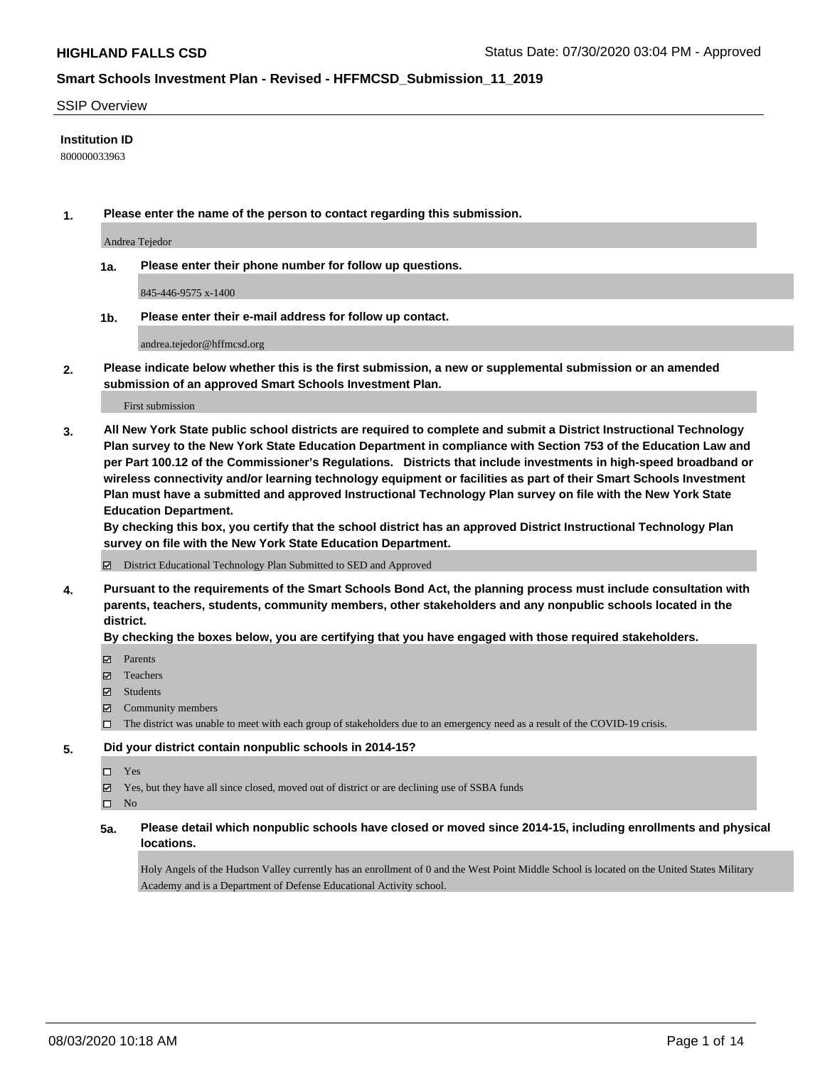## SSIP Overview

**Institution ID**

800000033963

**1. Please enter the name of the person to contact regarding this submission.**

Andrea Tejedor

**1a. Please enter their phone number for follow up questions.**

845-446-9575 x-1400

**1b. Please enter their e-mail address for follow up contact.**

andrea.tejedor@hffmcsd.org

**2. Please indicate below whether this is the first submission, a new or supplemental submission or an amended submission of an approved Smart Schools Investment Plan.**

First submission

**3. All New York State public school districts are required to complete and submit a District Instructional Technology Plan survey to the New York State Education Department in compliance with Section 753 of the Education Law and per Part 100.12 of the Commissioner's Regulations. Districts that include investments in high-speed broadband or wireless connectivity and/or learning technology equipment or facilities as part of their Smart Schools Investment Plan must have a submitted and approved Instructional Technology Plan survey on file with the New York State Education Department.**
**By checking this box, you certify that the school district has an approved District Instructional Technology Plan survey on file with the New York State Education Department.**

☑ District Educational Technology Plan Submitted to SED and Approved

**4. Pursuant to the requirements of the Smart Schools Bond Act, the planning process must include consultation with parents, teachers, students, community members, other stakeholders and any nonpublic schools located in the district.**
**By checking the boxes below, you are certifying that you have engaged with those required stakeholders.**

- ☑ Parents
- ☑ Teachers
- ☑ Students
- ☑ Community members
- ☐ The district was unable to meet with each group of stakeholders due to an emergency need as a result of the COVID-19 crisis.

**5. Did your district contain nonpublic schools in 2014-15?**

- ☐ Yes
- ☑ Yes, but they have all since closed, moved out of district or are declining use of SSBA funds
- ☐ No

**5a. Please detail which nonpublic schools have closed or moved since 2014-15, including enrollments and physical locations.**

Holy Angels of the Hudson Valley currently has an enrollment of 0 and the West Point Middle School is located on the United States Military Academy and is a Department of Defense Educational Activity school.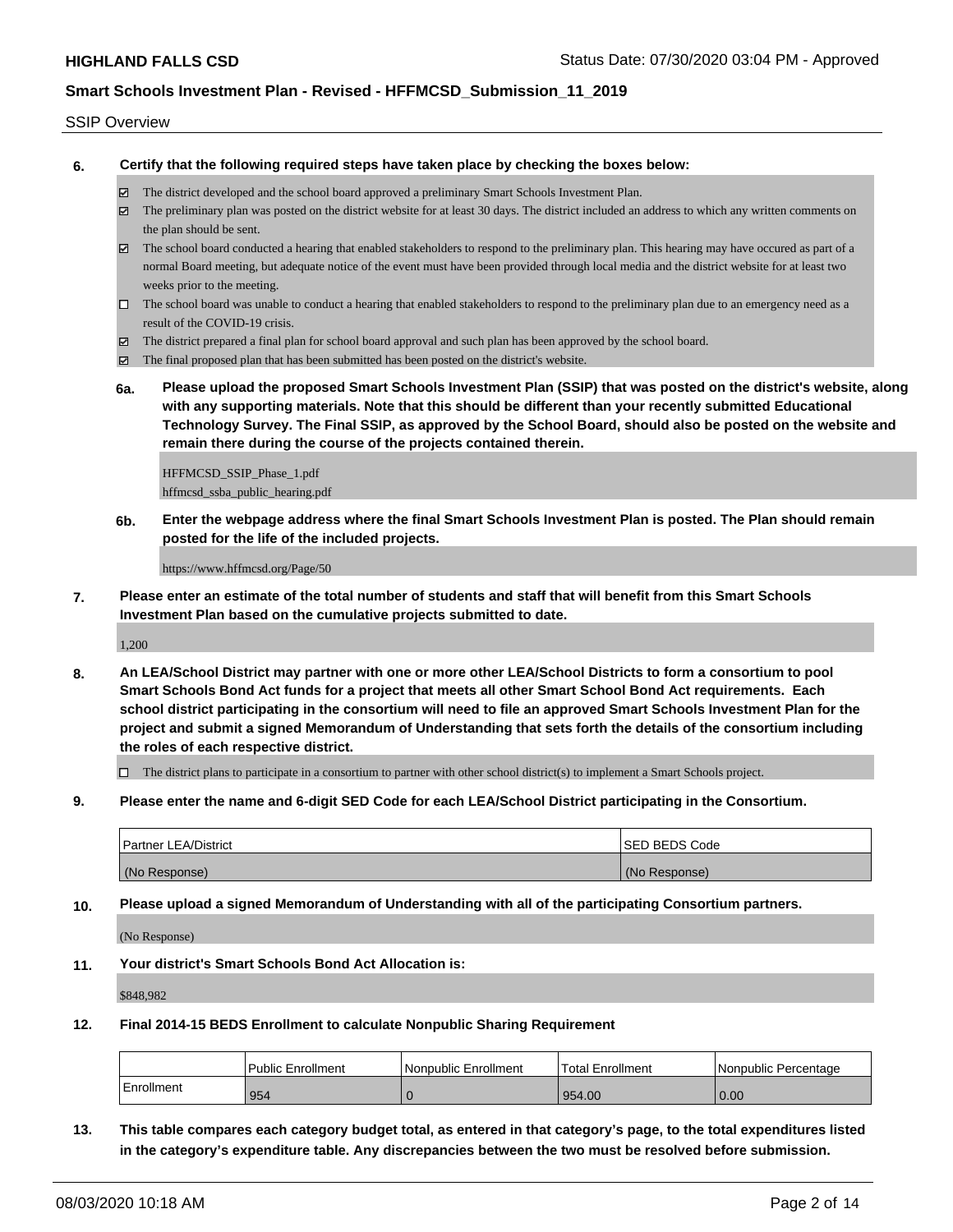SSIP Overview

**6. Certify that the following required steps have taken place by checking the boxes below:**

- ☑ The district developed and the school board approved a preliminary Smart Schools Investment Plan.
- ☑ The preliminary plan was posted on the district website for at least 30 days. The district included an address to which any written comments on the plan should be sent.
- ☑ The school board conducted a hearing that enabled stakeholders to respond to the preliminary plan. This hearing may have occured as part of a normal Board meeting, but adequate notice of the event must have been provided through local media and the district website for at least two weeks prior to the meeting.
- ☐ The school board was unable to conduct a hearing that enabled stakeholders to respond to the preliminary plan due to an emergency need as a result of the COVID-19 crisis.
- ☑ The district prepared a final plan for school board approval and such plan has been approved by the school board.
- ☑ The final proposed plan that has been submitted has been posted on the district's website.

**6a. Please upload the proposed Smart Schools Investment Plan (SSIP) that was posted on the district's website, along with any supporting materials. Note that this should be different than your recently submitted Educational Technology Survey. The Final SSIP, as approved by the School Board, should also be posted on the website and remain there during the course of the projects contained therein.**

HFFMCSD_SSIP_Phase_1.pdf
hffmcsd_ssba_public_hearing.pdf

**6b. Enter the webpage address where the final Smart Schools Investment Plan is posted. The Plan should remain posted for the life of the included projects.**

https://www.hffmcsd.org/Page/50

**7. Please enter an estimate of the total number of students and staff that will benefit from this Smart Schools Investment Plan based on the cumulative projects submitted to date.**

1,200

**8. An LEA/School District may partner with one or more other LEA/School Districts to form a consortium to pool Smart Schools Bond Act funds for a project that meets all other Smart School Bond Act requirements. Each school district participating in the consortium will need to file an approved Smart Schools Investment Plan for the project and submit a signed Memorandum of Understanding that sets forth the details of the consortium including the roles of each respective district.**

- ☐ The district plans to participate in a consortium to partner with other school district(s) to implement a Smart Schools project.

**9. Please enter the name and 6-digit SED Code for each LEA/School District participating in the Consortium.**

| Partner LEA/District | SED BEDS Code |
|---|---|
| (No Response) | (No Response) |

**10. Please upload a signed Memorandum of Understanding with all of the participating Consortium partners.**

(No Response)

**11. Your district's Smart Schools Bond Act Allocation is:**

$848,982

**12. Final 2014-15 BEDS Enrollment to calculate Nonpublic Sharing Requirement**

| | Public Enrollment | Nonpublic Enrollment | Total Enrollment | Nonpublic Percentage |
|---|---|---|---|---|
| Enrollment | 954 | 0 | 954.00 | 0.00 |

**13. This table compares each category budget total, as entered in that category's page, to the total expenditures listed in the category's expenditure table. Any discrepancies between the two must be resolved before submission.**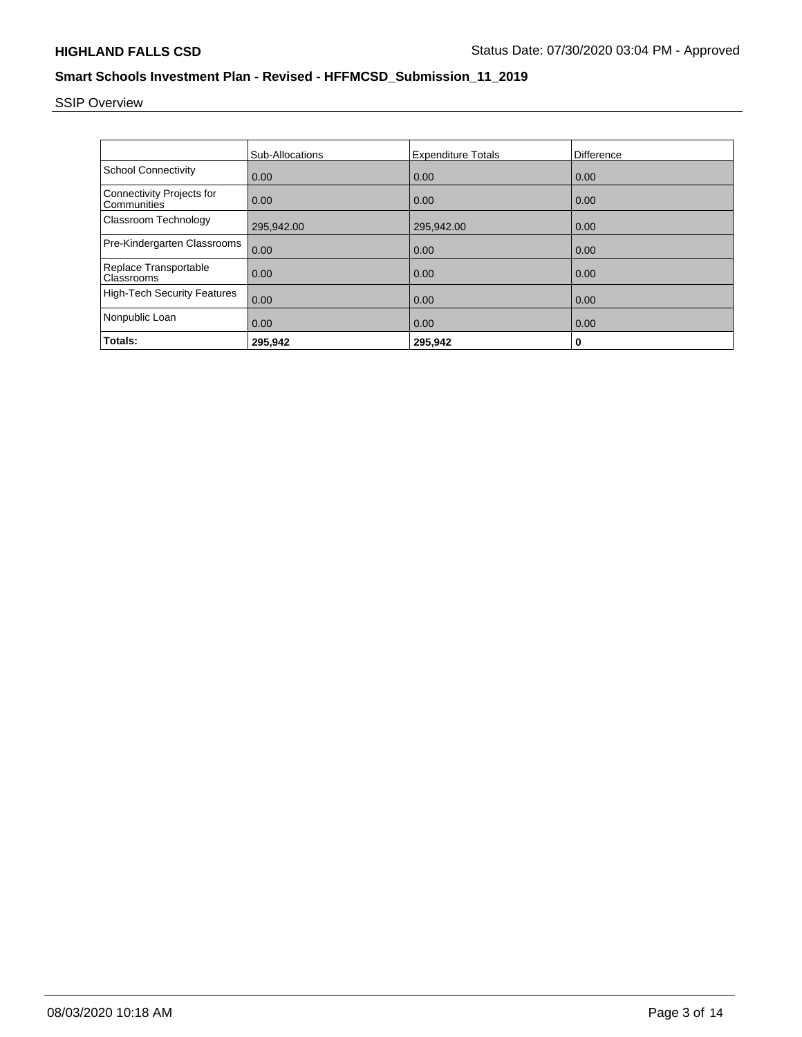SSIP Overview

| | Sub-Allocations | Expenditure Totals | Difference |
|---|---|---|---|
| School Connectivity | 0.00 | 0.00 | 0.00 |
| Connectivity Projects for Communities | 0.00 | 0.00 | 0.00 |
| Classroom Technology | 295,942.00 | 295,942.00 | 0.00 |
| Pre-Kindergarten Classrooms | 0.00 | 0.00 | 0.00 |
| Replace Transportable Classrooms | 0.00 | 0.00 | 0.00 |
| High-Tech Security Features | 0.00 | 0.00 | 0.00 |
| Nonpublic Loan | 0.00 | 0.00 | 0.00 |
| **Totals:** | **295,942** | **295,942** | **0** |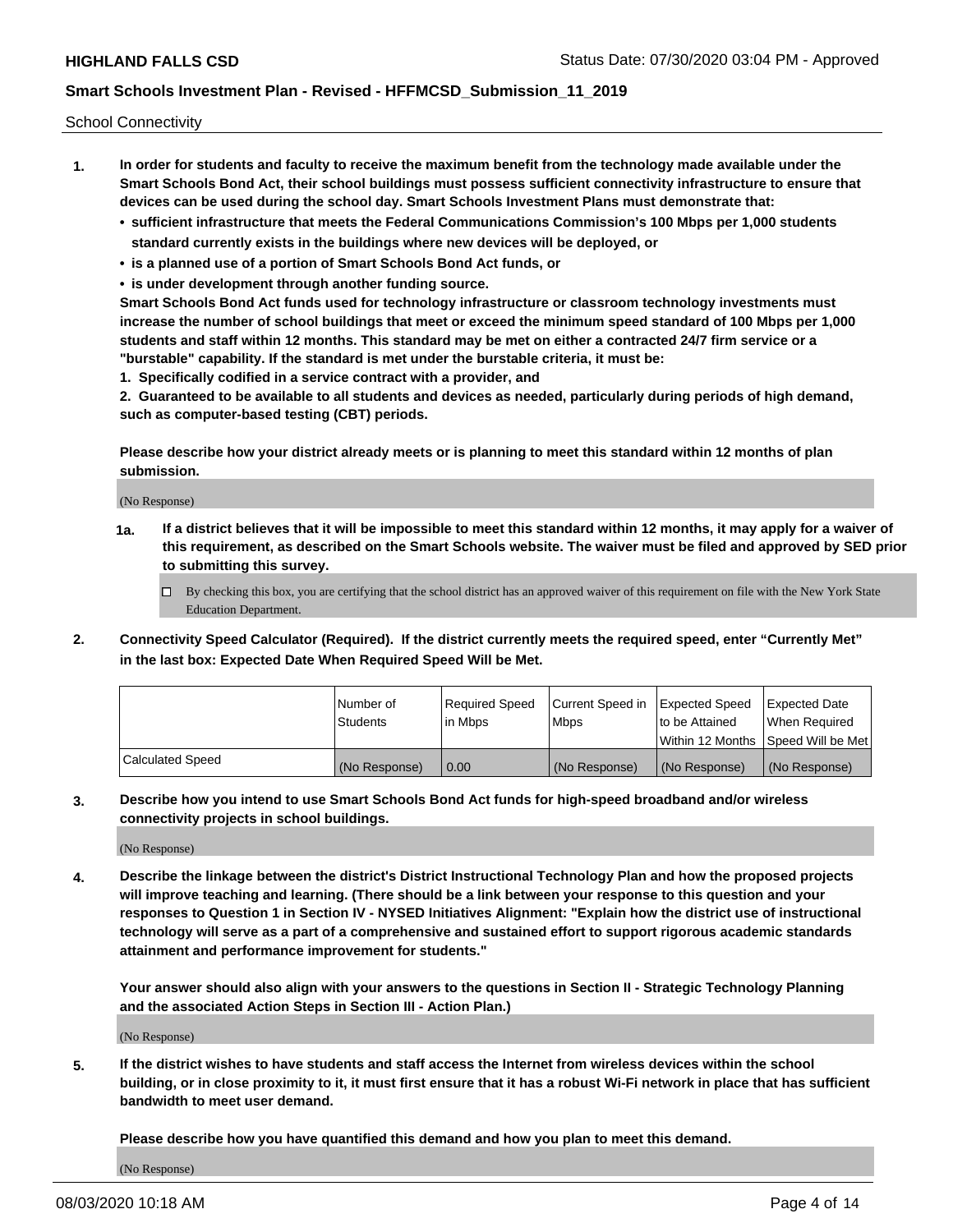School Connectivity

1. **In order for students and faculty to receive the maximum benefit from the technology made available under the Smart Schools Bond Act, their school buildings must possess sufficient connectivity infrastructure to ensure that devices can be used during the school day. Smart Schools Investment Plans must demonstrate that:**
   - **sufficient infrastructure that meets the Federal Communications Commission's 100 Mbps per 1,000 students standard currently exists in the buildings where new devices will be deployed, or**
   - **is a planned use of a portion of Smart Schools Bond Act funds, or**
   - **is under development through another funding source.**

   **Smart Schools Bond Act funds used for technology infrastructure or classroom technology investments must increase the number of school buildings that meet or exceed the minimum speed standard of 100 Mbps per 1,000 students and staff within 12 months. This standard may be met on either a contracted 24/7 firm service or a "burstable" capability. If the standard is met under the burstable criteria, it must be:**

   **1. Specifically codified in a service contract with a provider, and**

   **2. Guaranteed to be available to all students and devices as needed, particularly during periods of high demand, such as computer-based testing (CBT) periods.**

   **Please describe how your district already meets or is planning to meet this standard within 12 months of plan submission.**

   (No Response)

   **1a. If a district believes that it will be impossible to meet this standard within 12 months, it may apply for a waiver of this requirement, as described on the Smart Schools website. The waiver must be filed and approved by SED prior to submitting this survey.**

   ☐ By checking this box, you are certifying that the school district has an approved waiver of this requirement on file with the New York State Education Department.

2. **Connectivity Speed Calculator (Required). If the district currently meets the required speed, enter "Currently Met" in the last box: Expected Date When Required Speed Will be Met.**

| | Number of Students | Required Speed in Mbps | Current Speed in Mbps | Expected Speed to be Attained Within 12 Months | Expected Date When Required Speed Will be Met |
|---|---|---|---|---|---|
| Calculated Speed | (No Response) | 0.00 | (No Response) | (No Response) | (No Response) |

3. **Describe how you intend to use Smart Schools Bond Act funds for high-speed broadband and/or wireless connectivity projects in school buildings.**

   (No Response)

4. **Describe the linkage between the district's District Instructional Technology Plan and how the proposed projects will improve teaching and learning. (There should be a link between your response to this question and your responses to Question 1 in Section IV - NYSED Initiatives Alignment: "Explain how the district use of instructional technology will serve as a part of a comprehensive and sustained effort to support rigorous academic standards attainment and performance improvement for students."**

   **Your answer should also align with your answers to the questions in Section II - Strategic Technology Planning and the associated Action Steps in Section III - Action Plan.)**

   (No Response)

5. **If the district wishes to have students and staff access the Internet from wireless devices within the school building, or in close proximity to it, it must first ensure that it has a robust Wi-Fi network in place that has sufficient bandwidth to meet user demand.**

   **Please describe how you have quantified this demand and how you plan to meet this demand.**

   (No Response)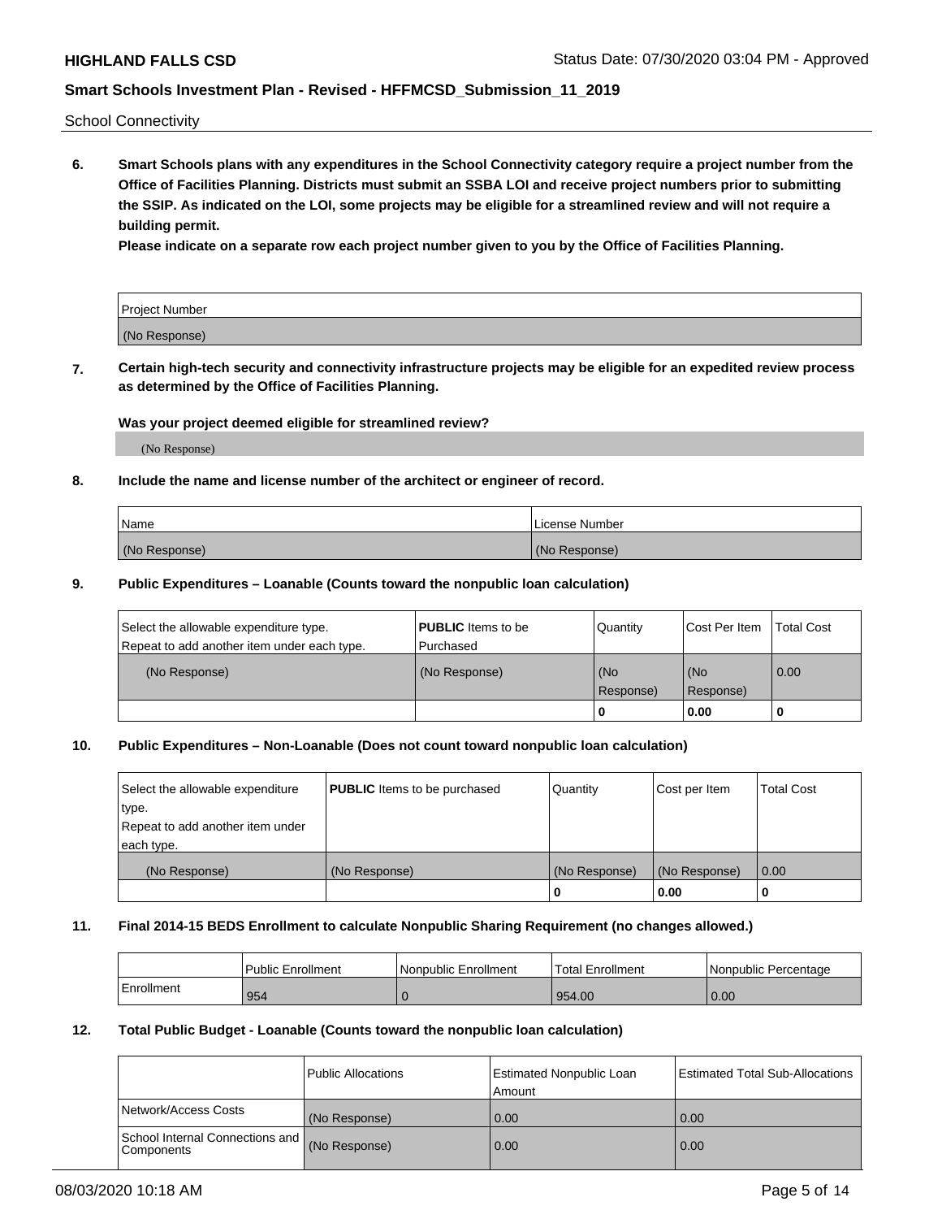School Connectivity

**6. Smart Schools plans with any expenditures in the School Connectivity category require a project number from the Office of Facilities Planning. Districts must submit an SSBA LOI and receive project numbers prior to submitting the SSIP. As indicated on the LOI, some projects may be eligible for a streamlined review and will not require a building permit.**

**Please indicate on a separate row each project number given to you by the Office of Facilities Planning.**

| Project Number |
| --- |
| (No Response) |

**7. Certain high-tech security and connectivity infrastructure projects may be eligible for an expedited review process as determined by the Office of Facilities Planning.**

**Was your project deemed eligible for streamlined review?**

(No Response)

**8. Include the name and license number of the architect or engineer of record.**

| Name | License Number |
| --- | --- |
| (No Response) | (No Response) |

**9. Public Expenditures – Loanable (Counts toward the nonpublic loan calculation)**

| Select the allowable expenditure type. Repeat to add another item under each type. | **PUBLIC** Items to be Purchased | Quantity | Cost Per Item | Total Cost |
| --- | --- | --- | --- | --- |
| (No Response) | (No Response) | (No Response) | (No Response) | 0.00 |
| | | 0 | 0.00 | 0 |

**10. Public Expenditures – Non-Loanable (Does not count toward nonpublic loan calculation)**

| Select the allowable expenditure type. Repeat to add another item under each type. | **PUBLIC** Items to be purchased | Quantity | Cost per Item | Total Cost |
| --- | --- | --- | --- | --- |
| (No Response) | (No Response) | (No Response) | (No Response) | 0.00 |
| | | 0 | 0.00 | 0 |

**11. Final 2014-15 BEDS Enrollment to calculate Nonpublic Sharing Requirement (no changes allowed.)**

| | Public Enrollment | Nonpublic Enrollment | Total Enrollment | Nonpublic Percentage |
| --- | --- | --- | --- | --- |
| Enrollment | 954 | 0 | 954.00 | 0.00 |

**12. Total Public Budget - Loanable (Counts toward the nonpublic loan calculation)**

| | Public Allocations | Estimated Nonpublic Loan Amount | Estimated Total Sub-Allocations |
| --- | --- | --- | --- |
| Network/Access Costs | (No Response) | 0.00 | 0.00 |
| School Internal Connections and Components | (No Response) | 0.00 | 0.00 |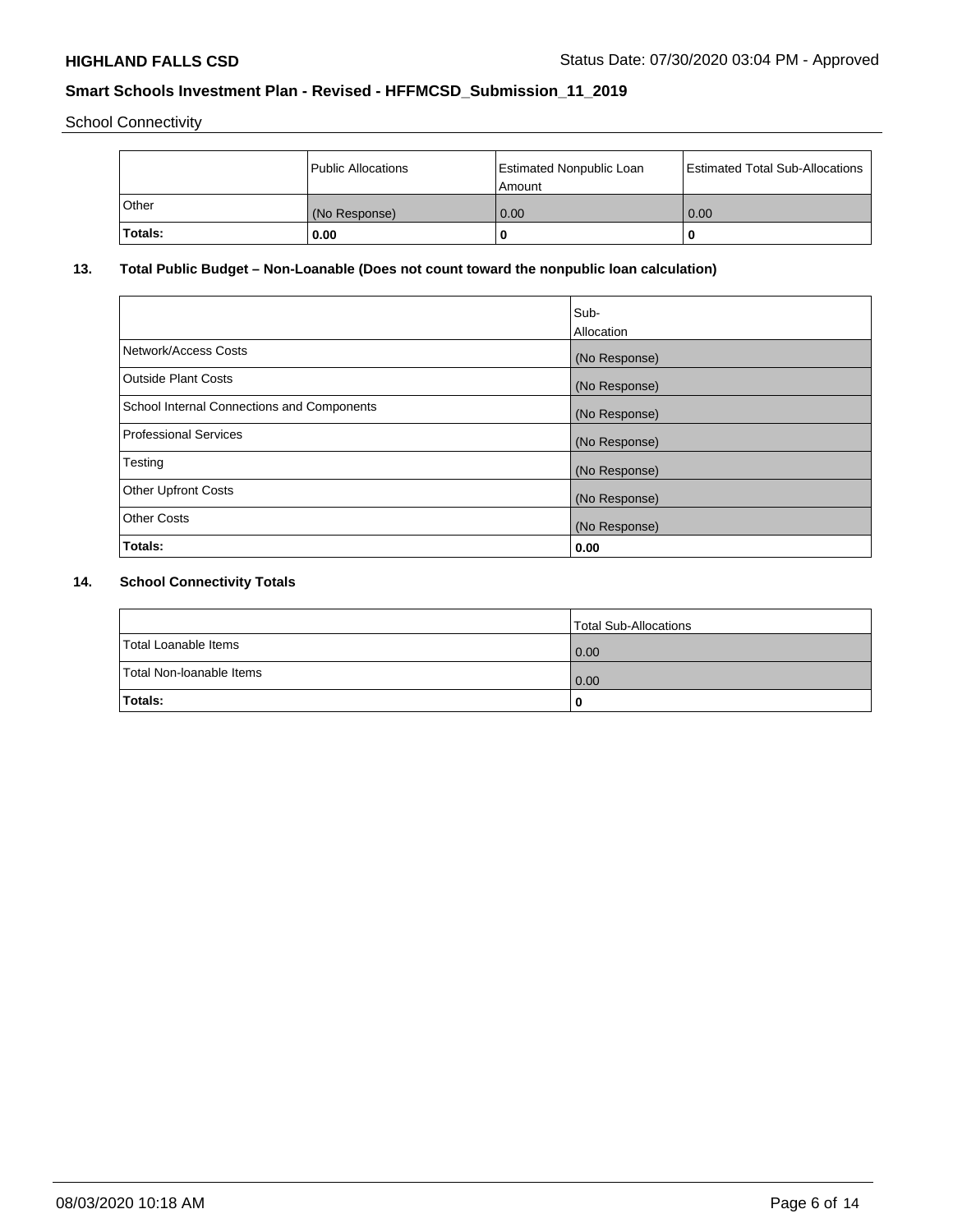School Connectivity

| | Public Allocations | Estimated Nonpublic Loan Amount | Estimated Total Sub-Allocations |
|---|---|---|---|
| Other | (No Response) | 0.00 | 0.00 |
| **Totals:** | **0.00** | **0** | **0** |

## 13. Total Public Budget – Non-Loanable (Does not count toward the nonpublic loan calculation)

| | Sub-Allocation |
|---|---|
| Network/Access Costs | (No Response) |
| Outside Plant Costs | (No Response) |
| School Internal Connections and Components | (No Response) |
| Professional Services | (No Response) |
| Testing | (No Response) |
| Other Upfront Costs | (No Response) |
| Other Costs | (No Response) |
| **Totals:** | **0.00** |

## 14. School Connectivity Totals

| | Total Sub-Allocations |
|---|---|
| Total Loanable Items | 0.00 |
| Total Non-loanable Items | 0.00 |
| **Totals:** | **0** |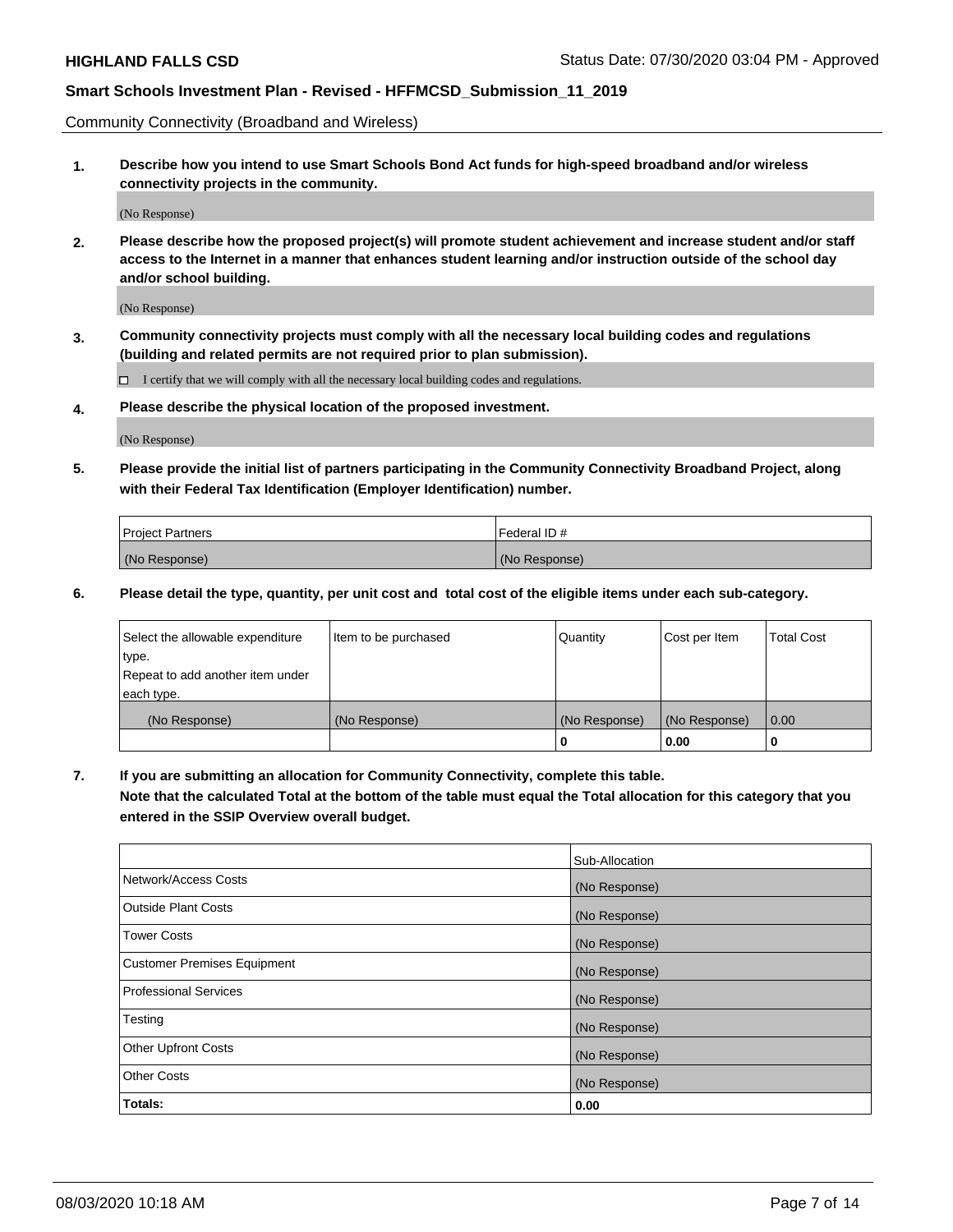Community Connectivity (Broadband and Wireless)

**1. Describe how you intend to use Smart Schools Bond Act funds for high-speed broadband and/or wireless connectivity projects in the community.**

(No Response)

**2. Please describe how the proposed project(s) will promote student achievement and increase student and/or staff access to the Internet in a manner that enhances student learning and/or instruction outside of the school day and/or school building.**

(No Response)

**3. Community connectivity projects must comply with all the necessary local building codes and regulations (building and related permits are not required prior to plan submission).**

☐ I certify that we will comply with all the necessary local building codes and regulations.

**4. Please describe the physical location of the proposed investment.**

(No Response)

**5. Please provide the initial list of partners participating in the Community Connectivity Broadband Project, along with their Federal Tax Identification (Employer Identification) number.**

| Project Partners | Federal ID # |
| --- | --- |
| (No Response) | (No Response) |

**6. Please detail the type, quantity, per unit cost and total cost of the eligible items under each sub-category.**

| Select the allowable expenditure type. Repeat to add another item under each type. | Item to be purchased | Quantity | Cost per Item | Total Cost |
| --- | --- | --- | --- | --- |
| (No Response) | (No Response) | (No Response) | (No Response) | 0.00 |
| | | **0** | **0.00** | **0** |

**7. If you are submitting an allocation for Community Connectivity, complete this table. Note that the calculated Total at the bottom of the table must equal the Total allocation for this category that you entered in the SSIP Overview overall budget.**

| | Sub-Allocation |
| --- | --- |
| Network/Access Costs | (No Response) |
| Outside Plant Costs | (No Response) |
| Tower Costs | (No Response) |
| Customer Premises Equipment | (No Response) |
| Professional Services | (No Response) |
| Testing | (No Response) |
| Other Upfront Costs | (No Response) |
| Other Costs | (No Response) |
| **Totals:** | **0.00** |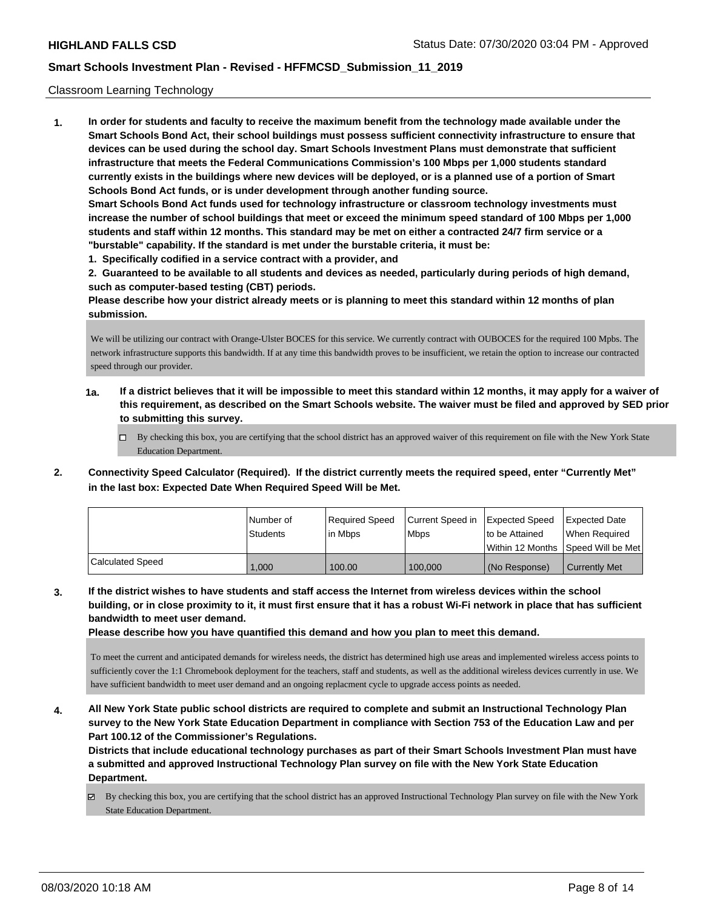Classroom Learning Technology

**1. In order for students and faculty to receive the maximum benefit from the technology made available under the Smart Schools Bond Act, their school buildings must possess sufficient connectivity infrastructure to ensure that devices can be used during the school day. Smart Schools Investment Plans must demonstrate that sufficient infrastructure that meets the Federal Communications Commission's 100 Mbps per 1,000 students standard currently exists in the buildings where new devices will be deployed, or is a planned use of a portion of Smart Schools Bond Act funds, or is under development through another funding source.**

**Smart Schools Bond Act funds used for technology infrastructure or classroom technology investments must increase the number of school buildings that meet or exceed the minimum speed standard of 100 Mbps per 1,000 students and staff within 12 months. This standard may be met on either a contracted 24/7 firm service or a "burstable" capability. If the standard is met under the burstable criteria, it must be:**

**1. Specifically codified in a service contract with a provider, and**

**2. Guaranteed to be available to all students and devices as needed, particularly during periods of high demand, such as computer-based testing (CBT) periods.**

**Please describe how your district already meets or is planning to meet this standard within 12 months of plan submission.**

We will be utilizing our contract with Orange-Ulster BOCES for this service. We currently contract with OUBOCES for the required 100 Mpbs. The network infrastructure supports this bandwidth. If at any time this bandwidth proves to be insufficient, we retain the option to increase our contracted speed through our provider.

**1a. If a district believes that it will be impossible to meet this standard within 12 months, it may apply for a waiver of this requirement, as described on the Smart Schools website. The waiver must be filed and approved by SED prior to submitting this survey.**

☐ By checking this box, you are certifying that the school district has an approved waiver of this requirement on file with the New York State Education Department.

**2. Connectivity Speed Calculator (Required). If the district currently meets the required speed, enter "Currently Met" in the last box: Expected Date When Required Speed Will be Met.**

| | Number of Students | Required Speed in Mbps | Current Speed in Mbps | Expected Speed to be Attained Within 12 Months | Expected Date When Required Speed Will be Met |
|---|---|---|---|---|---|
| Calculated Speed | 1,000 | 100.00 | 100,000 | (No Response) | Currently Met |

**3. If the district wishes to have students and staff access the Internet from wireless devices within the school building, or in close proximity to it, it must first ensure that it has a robust Wi-Fi network in place that has sufficient bandwidth to meet user demand.**

**Please describe how you have quantified this demand and how you plan to meet this demand.**

To meet the current and anticipated demands for wireless needs, the district has determined high use areas and implemented wireless access points to sufficiently cover the 1:1 Chromebook deployment for the teachers, staff and students, as well as the additional wireless devices currently in use. We have sufficient bandwidth to meet user demand and an ongoing replacment cycle to upgrade access points as needed.

**4. All New York State public school districts are required to complete and submit an Instructional Technology Plan survey to the New York State Education Department in compliance with Section 753 of the Education Law and per Part 100.12 of the Commissioner's Regulations.**

**Districts that include educational technology purchases as part of their Smart Schools Investment Plan must have a submitted and approved Instructional Technology Plan survey on file with the New York State Education Department.**

☑ By checking this box, you are certifying that the school district has an approved Instructional Technology Plan survey on file with the New York State Education Department.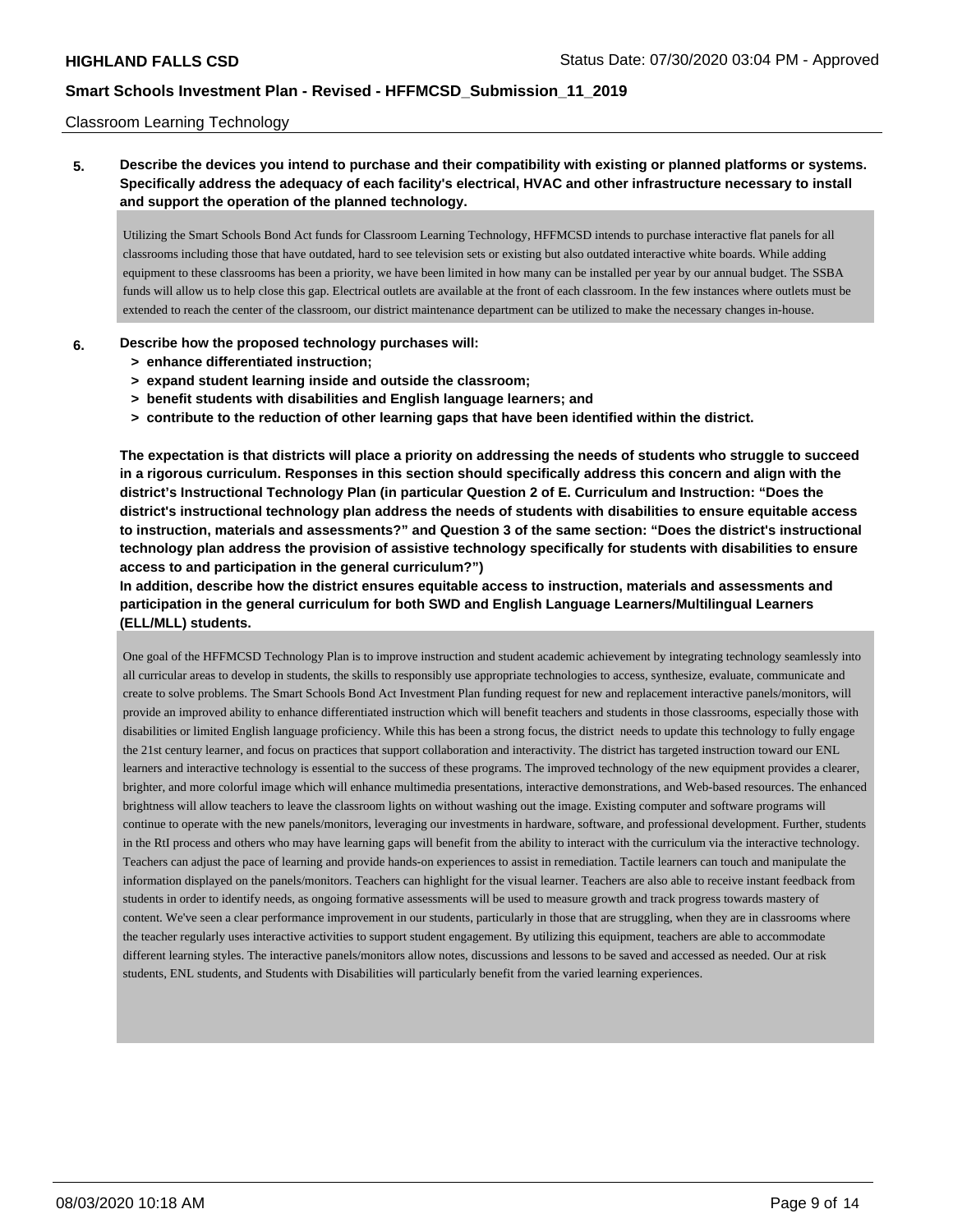Classroom Learning Technology

**5. Describe the devices you intend to purchase and their compatibility with existing or planned platforms or systems. Specifically address the adequacy of each facility's electrical, HVAC and other infrastructure necessary to install and support the operation of the planned technology.**

Utilizing the Smart Schools Bond Act funds for Classroom Learning Technology, HFFMCSD intends to purchase interactive flat panels for all classrooms including those that have outdated, hard to see television sets or existing but also outdated interactive white boards. While adding equipment to these classrooms has been a priority, we have been limited in how many can be installed per year by our annual budget. The SSBA funds will allow us to help close this gap. Electrical outlets are available at the front of each classroom. In the few instances where outlets must be extended to reach the center of the classroom, our district maintenance department can be utilized to make the necessary changes in-house.

**6. Describe how the proposed technology purchases will:**

- **> enhance differentiated instruction;**
- **> expand student learning inside and outside the classroom;**
- **> benefit students with disabilities and English language learners; and**
- **> contribute to the reduction of other learning gaps that have been identified within the district.**

**The expectation is that districts will place a priority on addressing the needs of students who struggle to succeed in a rigorous curriculum. Responses in this section should specifically address this concern and align with the district's Instructional Technology Plan (in particular Question 2 of E. Curriculum and Instruction: "Does the district's instructional technology plan address the needs of students with disabilities to ensure equitable access to instruction, materials and assessments?" and Question 3 of the same section: "Does the district's instructional technology plan address the provision of assistive technology specifically for students with disabilities to ensure access to and participation in the general curriculum?")**

**In addition, describe how the district ensures equitable access to instruction, materials and assessments and participation in the general curriculum for both SWD and English Language Learners/Multilingual Learners (ELL/MLL) students.**

One goal of the HFFMCSD Technology Plan is to improve instruction and student academic achievement by integrating technology seamlessly into all curricular areas to develop in students, the skills to responsibly use appropriate technologies to access, synthesize, evaluate, communicate and create to solve problems. The Smart Schools Bond Act Investment Plan funding request for new and replacement interactive panels/monitors, will provide an improved ability to enhance differentiated instruction which will benefit teachers and students in those classrooms, especially those with disabilities or limited English language proficiency. While this has been a strong focus, the district needs to update this technology to fully engage the 21st century learner, and focus on practices that support collaboration and interactivity. The district has targeted instruction toward our ENL learners and interactive technology is essential to the success of these programs. The improved technology of the new equipment provides a clearer, brighter, and more colorful image which will enhance multimedia presentations, interactive demonstrations, and Web-based resources. The enhanced brightness will allow teachers to leave the classroom lights on without washing out the image. Existing computer and software programs will continue to operate with the new panels/monitors, leveraging our investments in hardware, software, and professional development. Further, students in the RtI process and others who may have learning gaps will benefit from the ability to interact with the curriculum via the interactive technology. Teachers can adjust the pace of learning and provide hands-on experiences to assist in remediation. Tactile learners can touch and manipulate the information displayed on the panels/monitors. Teachers can highlight for the visual learner. Teachers are also able to receive instant feedback from students in order to identify needs, as ongoing formative assessments will be used to measure growth and track progress towards mastery of content. We've seen a clear performance improvement in our students, particularly in those that are struggling, when they are in classrooms where the teacher regularly uses interactive activities to support student engagement. By utilizing this equipment, teachers are able to accommodate different learning styles. The interactive panels/monitors allow notes, discussions and lessons to be saved and accessed as needed. Our at risk students, ENL students, and Students with Disabilities will particularly benefit from the varied learning experiences.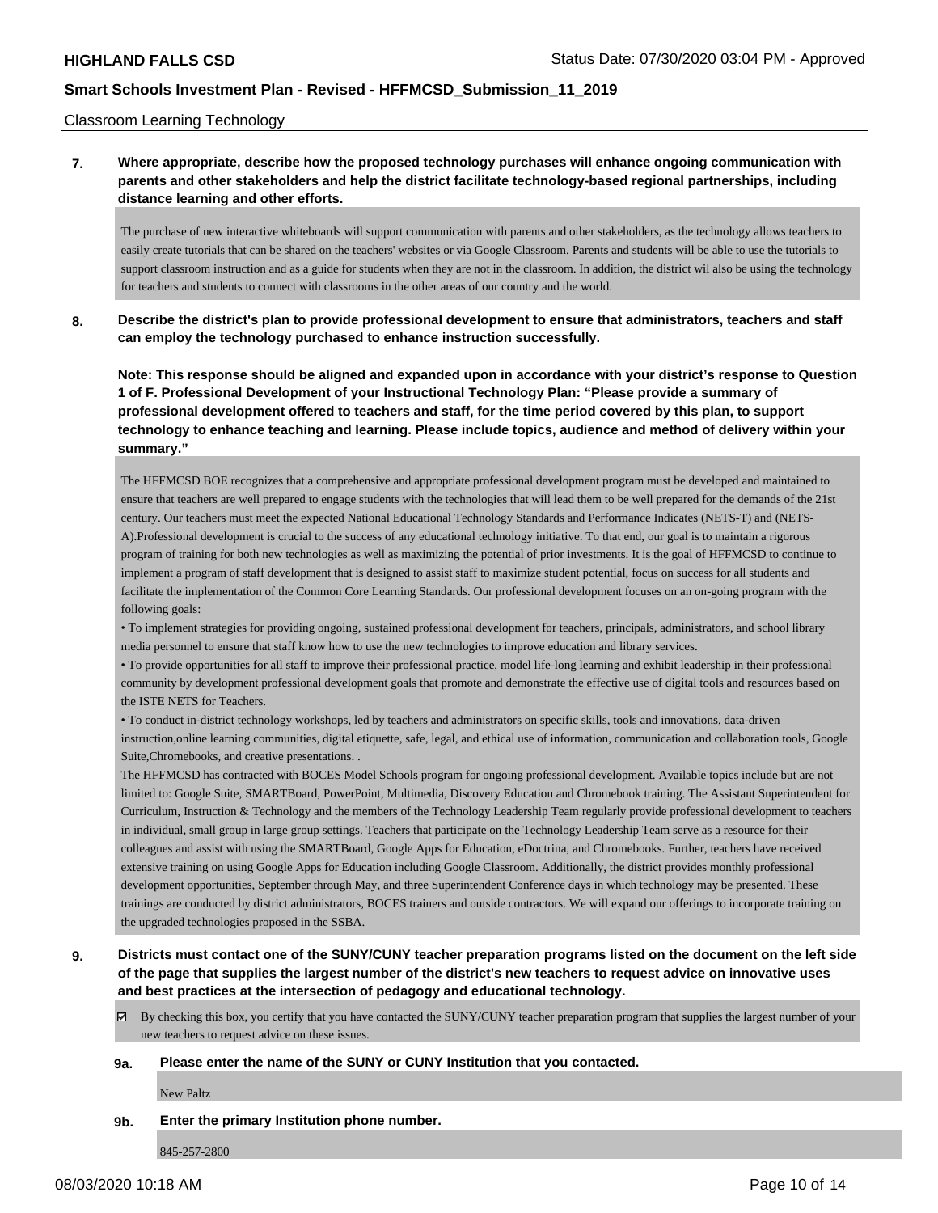Classroom Learning Technology

**7. Where appropriate, describe how the proposed technology purchases will enhance ongoing communication with parents and other stakeholders and help the district facilitate technology-based regional partnerships, including distance learning and other efforts.**

The purchase of new interactive whiteboards will support communication with parents and other stakeholders, as the technology allows teachers to easily create tutorials that can be shared on the teachers' websites or via Google Classroom. Parents and students will be able to use the tutorials to support classroom instruction and as a guide for students when they are not in the classroom. In addition, the district wil also be using the technology for teachers and students to connect with classrooms in the other areas of our country and the world.

**8. Describe the district's plan to provide professional development to ensure that administrators, teachers and staff can employ the technology purchased to enhance instruction successfully.**

**Note: This response should be aligned and expanded upon in accordance with your district's response to Question 1 of F. Professional Development of your Instructional Technology Plan: "Please provide a summary of professional development offered to teachers and staff, for the time period covered by this plan, to support technology to enhance teaching and learning. Please include topics, audience and method of delivery within your summary."**

The HFFMCSD BOE recognizes that a comprehensive and appropriate professional development program must be developed and maintained to ensure that teachers are well prepared to engage students with the technologies that will lead them to be well prepared for the demands of the 21st century. Our teachers must meet the expected National Educational Technology Standards and Performance Indicates (NETS-T) and (NETS-A).Professional development is crucial to the success of any educational technology initiative. To that end, our goal is to maintain a rigorous program of training for both new technologies as well as maximizing the potential of prior investments. It is the goal of HFFMCSD to continue to implement a program of staff development that is designed to assist staff to maximize student potential, focus on success for all students and facilitate the implementation of the Common Core Learning Standards. Our professional development focuses on an on-going program with the following goals:

• To implement strategies for providing ongoing, sustained professional development for teachers, principals, administrators, and school library media personnel to ensure that staff know how to use the new technologies to improve education and library services.

• To provide opportunities for all staff to improve their professional practice, model life-long learning and exhibit leadership in their professional community by development professional development goals that promote and demonstrate the effective use of digital tools and resources based on the ISTE NETS for Teachers.

• To conduct in-district technology workshops, led by teachers and administrators on specific skills, tools and innovations, data-driven instruction,online learning communities, digital etiquette, safe, legal, and ethical use of information, communication and collaboration tools, Google Suite,Chromebooks, and creative presentations. .

The HFFMCSD has contracted with BOCES Model Schools program for ongoing professional development. Available topics include but are not limited to: Google Suite, SMARTBoard, PowerPoint, Multimedia, Discovery Education and Chromebook training. The Assistant Superintendent for Curriculum, Instruction & Technology and the members of the Technology Leadership Team regularly provide professional development to teachers in individual, small group in large group settings. Teachers that participate on the Technology Leadership Team serve as a resource for their colleagues and assist with using the SMARTBoard, Google Apps for Education, eDoctrina, and Chromebooks. Further, teachers have received extensive training on using Google Apps for Education including Google Classroom. Additionally, the district provides monthly professional development opportunities, September through May, and three Superintendent Conference days in which technology may be presented. These trainings are conducted by district administrators, BOCES trainers and outside contractors. We will expand our offerings to incorporate training on the upgraded technologies proposed in the SSBA.

**9. Districts must contact one of the SUNY/CUNY teacher preparation programs listed on the document on the left side of the page that supplies the largest number of the district's new teachers to request advice on innovative uses and best practices at the intersection of pedagogy and educational technology.**

☑ By checking this box, you certify that you have contacted the SUNY/CUNY teacher preparation program that supplies the largest number of your new teachers to request advice on these issues.

**9a. Please enter the name of the SUNY or CUNY Institution that you contacted.**

New Paltz

**9b. Enter the primary Institution phone number.**

845-257-2800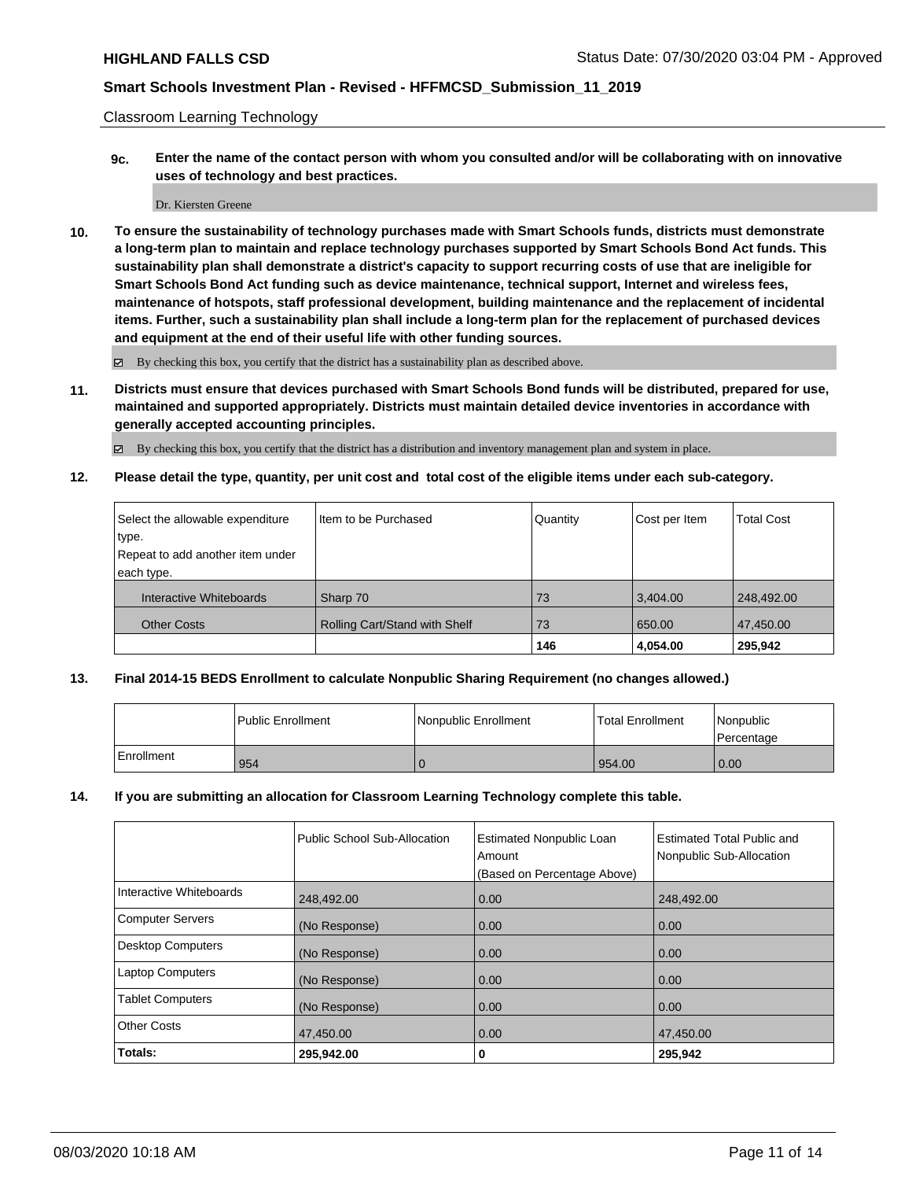Classroom Learning Technology

**9c. Enter the name of the contact person with whom you consulted and/or will be collaborating with on innovative uses of technology and best practices.**

Dr. Kiersten Greene

**10. To ensure the sustainability of technology purchases made with Smart Schools funds, districts must demonstrate a long-term plan to maintain and replace technology purchases supported by Smart Schools Bond Act funds. This sustainability plan shall demonstrate a district's capacity to support recurring costs of use that are ineligible for Smart Schools Bond Act funding such as device maintenance, technical support, Internet and wireless fees, maintenance of hotspots, staff professional development, building maintenance and the replacement of incidental items. Further, such a sustainability plan shall include a long-term plan for the replacement of purchased devices and equipment at the end of their useful life with other funding sources.**

☑ By checking this box, you certify that the district has a sustainability plan as described above.

**11. Districts must ensure that devices purchased with Smart Schools Bond funds will be distributed, prepared for use, maintained and supported appropriately. Districts must maintain detailed device inventories in accordance with generally accepted accounting principles.**

☑ By checking this box, you certify that the district has a distribution and inventory management plan and system in place.

**12. Please detail the type, quantity, per unit cost and total cost of the eligible items under each sub-category.**

| Select the allowable expenditure type. Repeat to add another item under each type. | Item to be Purchased | Quantity | Cost per Item | Total Cost |
|---|---|---|---|---|
| Interactive Whiteboards | Sharp 70 | 73 | 3,404.00 | 248,492.00 |
| Other Costs | Rolling Cart/Stand with Shelf | 73 | 650.00 | 47,450.00 |
| | | **146** | **4,054.00** | **295,942** |

**13. Final 2014-15 BEDS Enrollment to calculate Nonpublic Sharing Requirement (no changes allowed.)**

| | Public Enrollment | Nonpublic Enrollment | Total Enrollment | Nonpublic Percentage |
|---|---|---|---|---|
| Enrollment | 954 | 0 | 954.00 | 0.00 |

**14. If you are submitting an allocation for Classroom Learning Technology complete this table.**

| | Public School Sub-Allocation | Estimated Nonpublic Loan Amount (Based on Percentage Above) | Estimated Total Public and Nonpublic Sub-Allocation |
|---|---|---|---|
| Interactive Whiteboards | 248,492.00 | 0.00 | 248,492.00 |
| Computer Servers | (No Response) | 0.00 | 0.00 |
| Desktop Computers | (No Response) | 0.00 | 0.00 |
| Laptop Computers | (No Response) | 0.00 | 0.00 |
| Tablet Computers | (No Response) | 0.00 | 0.00 |
| Other Costs | 47,450.00 | 0.00 | 47,450.00 |
| **Totals:** | **295,942.00** | **0** | **295,942** |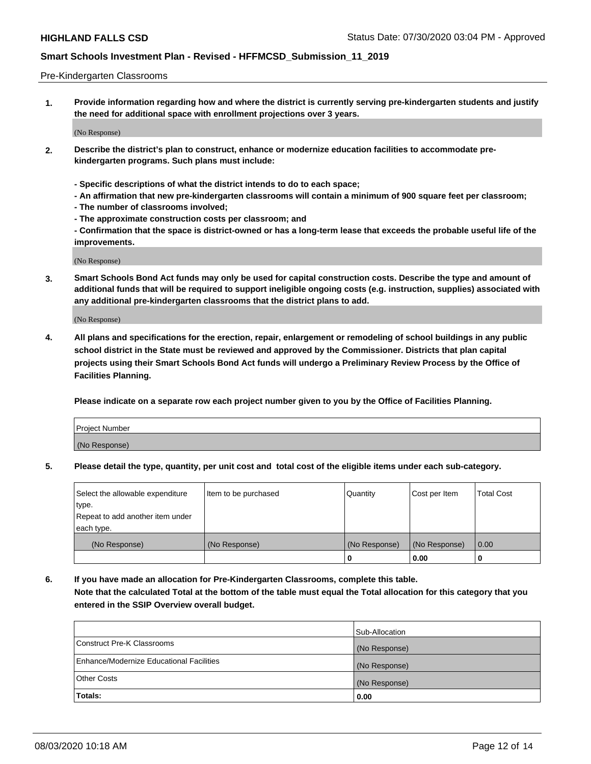Pre-Kindergarten Classrooms

**1. Provide information regarding how and where the district is currently serving pre-kindergarten students and justify the need for additional space with enrollment projections over 3 years.**

(No Response)

**2. Describe the district's plan to construct, enhance or modernize education facilities to accommodate pre-kindergarten programs. Such plans must include:**

**- Specific descriptions of what the district intends to do to each space;**
**- An affirmation that new pre-kindergarten classrooms will contain a minimum of 900 square feet per classroom;**
**- The number of classrooms involved;**
**- The approximate construction costs per classroom; and**
**- Confirmation that the space is district-owned or has a long-term lease that exceeds the probable useful life of the improvements.**

(No Response)

**3. Smart Schools Bond Act funds may only be used for capital construction costs. Describe the type and amount of additional funds that will be required to support ineligible ongoing costs (e.g. instruction, supplies) associated with any additional pre-kindergarten classrooms that the district plans to add.**

(No Response)

**4. All plans and specifications for the erection, repair, enlargement or remodeling of school buildings in any public school district in the State must be reviewed and approved by the Commissioner. Districts that plan capital projects using their Smart Schools Bond Act funds will undergo a Preliminary Review Process by the Office of Facilities Planning.**

**Please indicate on a separate row each project number given to you by the Office of Facilities Planning.**

| Project Number |
|---|
| (No Response) |

**5. Please detail the type, quantity, per unit cost and total cost of the eligible items under each sub-category.**

| Select the allowable expenditure type. Repeat to add another item under each type. | Item to be purchased | Quantity | Cost per Item | Total Cost |
|---|---|---|---|---|
| (No Response) | (No Response) | (No Response) | (No Response) | 0.00 |
| | | 0 | 0.00 | 0 |

**6. If you have made an allocation for Pre-Kindergarten Classrooms, complete this table.**
**Note that the calculated Total at the bottom of the table must equal the Total allocation for this category that you entered in the SSIP Overview overall budget.**

| | Sub-Allocation |
|---|---|
| Construct Pre-K Classrooms | (No Response) |
| Enhance/Modernize Educational Facilities | (No Response) |
| Other Costs | (No Response) |
| **Totals:** | **0.00** |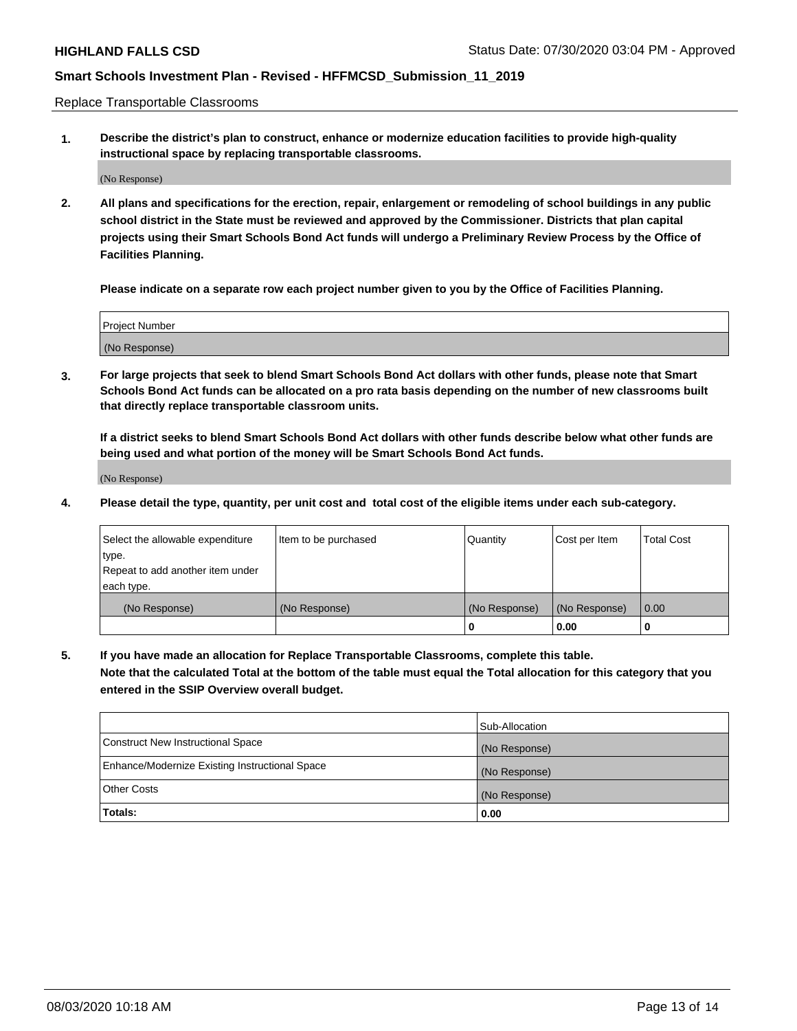Replace Transportable Classrooms

**1. Describe the district's plan to construct, enhance or modernize education facilities to provide high-quality instructional space by replacing transportable classrooms.**

(No Response)

**2. All plans and specifications for the erection, repair, enlargement or remodeling of school buildings in any public school district in the State must be reviewed and approved by the Commissioner. Districts that plan capital projects using their Smart Schools Bond Act funds will undergo a Preliminary Review Process by the Office of Facilities Planning.**

**Please indicate on a separate row each project number given to you by the Office of Facilities Planning.**

| Project Number |
| --- |
| (No Response) |

**3. For large projects that seek to blend Smart Schools Bond Act dollars with other funds, please note that Smart Schools Bond Act funds can be allocated on a pro rata basis depending on the number of new classrooms built that directly replace transportable classroom units.**

**If a district seeks to blend Smart Schools Bond Act dollars with other funds describe below what other funds are being used and what portion of the money will be Smart Schools Bond Act funds.**

(No Response)

**4. Please detail the type, quantity, per unit cost and total cost of the eligible items under each sub-category.**

| Select the allowable expenditure type. Repeat to add another item under each type. | Item to be purchased | Quantity | Cost per Item | Total Cost |
| --- | --- | --- | --- | --- |
| (No Response) | (No Response) | (No Response) | (No Response) | 0.00 |
| | | 0 | 0.00 | 0 |

**5. If you have made an allocation for Replace Transportable Classrooms, complete this table. Note that the calculated Total at the bottom of the table must equal the Total allocation for this category that you entered in the SSIP Overview overall budget.**

| | Sub-Allocation |
| --- | --- |
| Construct New Instructional Space | (No Response) |
| Enhance/Modernize Existing Instructional Space | (No Response) |
| Other Costs | (No Response) |
| **Totals:** | **0.00** |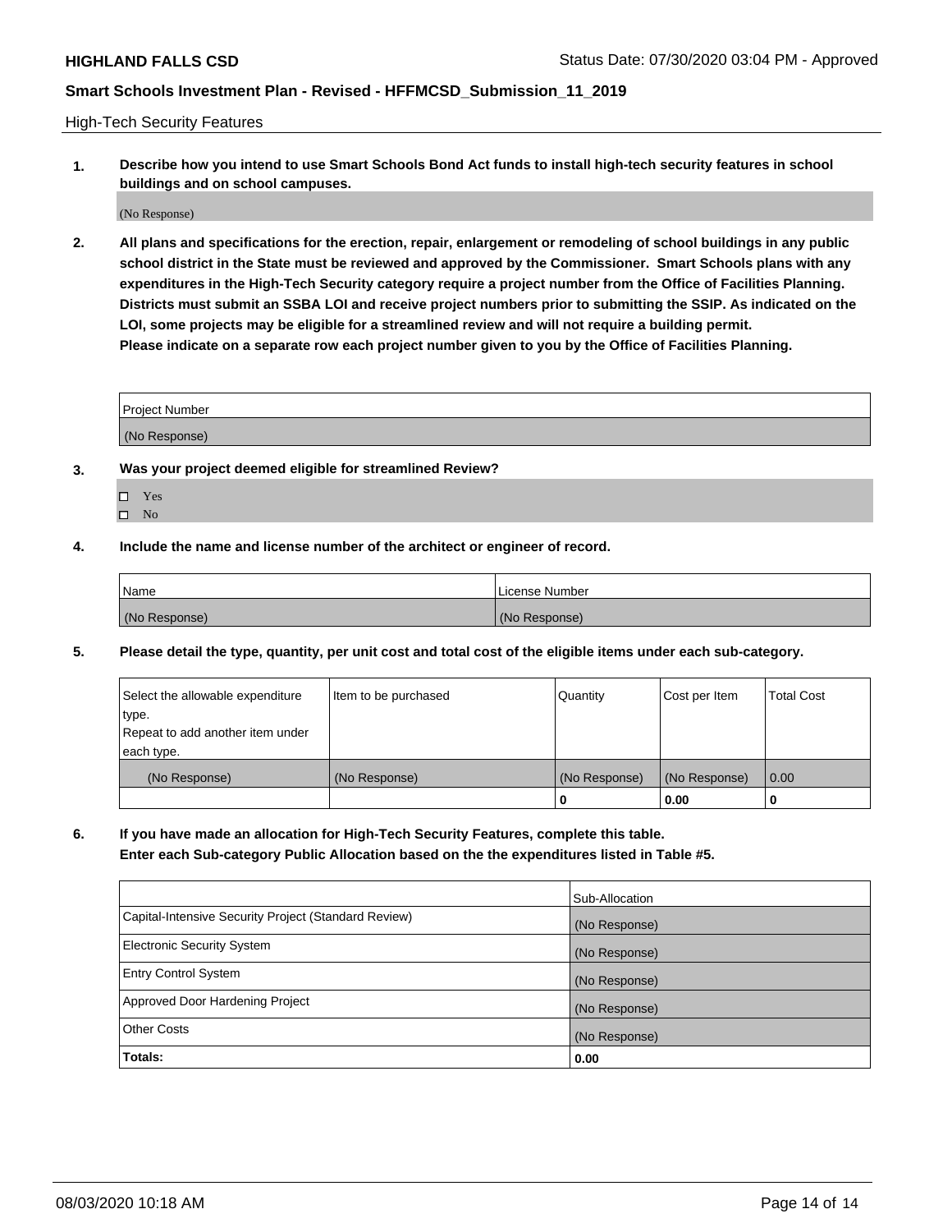High-Tech Security Features

**1. Describe how you intend to use Smart Schools Bond Act funds to install high-tech security features in school buildings and on school campuses.**

(No Response)

**2. All plans and specifications for the erection, repair, enlargement or remodeling of school buildings in any public school district in the State must be reviewed and approved by the Commissioner. Smart Schools plans with any expenditures in the High-Tech Security category require a project number from the Office of Facilities Planning. Districts must submit an SSBA LOI and receive project numbers prior to submitting the SSIP. As indicated on the LOI, some projects may be eligible for a streamlined review and will not require a building permit.**
**Please indicate on a separate row each project number given to you by the Office of Facilities Planning.**

| Project Number |
|---|
| (No Response) |

**3. Was your project deemed eligible for streamlined Review?**

- ☐ Yes
- ☐ No

**4. Include the name and license number of the architect or engineer of record.**

| Name | License Number |
|---|---|
| (No Response) | (No Response) |

**5. Please detail the type, quantity, per unit cost and total cost of the eligible items under each sub-category.**

| Select the allowable expenditure type. Repeat to add another item under each type. | Item to be purchased | Quantity | Cost per Item | Total Cost |
|---|---|---|---|---|
| (No Response) | (No Response) | (No Response) | (No Response) | 0.00 |
| | | 0 | 0.00 | 0 |

**6. If you have made an allocation for High-Tech Security Features, complete this table.**
**Enter each Sub-category Public Allocation based on the the expenditures listed in Table #5.**

| | Sub-Allocation |
|---|---|
| Capital-Intensive Security Project (Standard Review) | (No Response) |
| Electronic Security System | (No Response) |
| Entry Control System | (No Response) |
| Approved Door Hardening Project | (No Response) |
| Other Costs | (No Response) |
| **Totals:** | **0.00** |